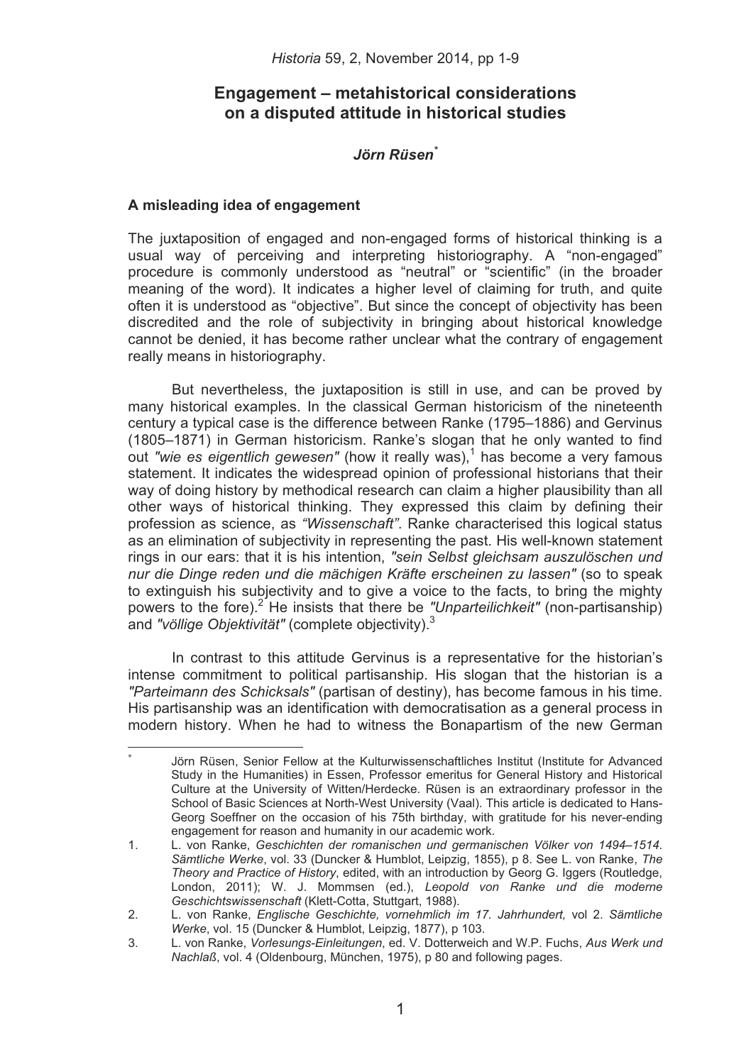# Engagement – metahistorical considerations on a disputed attitude in historical studies

***Jörn Rüsen***[*]

### A misleading idea of engagement

The juxtaposition of engaged and non-engaged forms of historical thinking is a usual way of perceiving and interpreting historiography. A "non-engaged" procedure is commonly understood as "neutral" or "scientific" (in the broader meaning of the word). It indicates a higher level of claiming for truth, and quite often it is understood as "objective". But since the concept of objectivity has been discredited and the role of subjectivity in bringing about historical knowledge cannot be denied, it has become rather unclear what the contrary of engagement really means in historiography.

But nevertheless, the juxtaposition is still in use, and can be proved by many historical examples. In the classical German historicism of the nineteenth century a typical case is the difference between Ranke (1795–1886) and Gervinus (1805–1871) in German historicism. Ranke's slogan that he only wanted to find out *"wie es eigentlich gewesen"* (how it really was),[1] has become a very famous statement. It indicates the widespread opinion of professional historians that their way of doing history by methodical research can claim a higher plausibility than all other ways of historical thinking. They expressed this claim by defining their profession as science, as *"Wissenschaft"*. Ranke characterised this logical status as an elimination of subjectivity in representing the past. His well-known statement rings in our ears: that it is his intention, *"sein Selbst gleichsam auszulöschen und nur die Dinge reden und die mächigen Kräfte erscheinen zu lassen"* (so to speak to extinguish his subjectivity and to give a voice to the facts, to bring the mighty powers to the fore).[2] He insists that there be *"Unparteilichkeit"* (non-partisanship) and *"völlige Objektivität"* (complete objectivity).[3]

In contrast to this attitude Gervinus is a representative for the historian's intense commitment to political partisanship. His slogan that the historian is a *"Parteimann des Schicksals"* (partisan of destiny), has become famous in his time. His partisanship was an identification with democratisation as a general process in modern history. When he had to witness the Bonapartism of the new German

---

[*] Jörn Rüsen, Senior Fellow at the Kulturwissenschaftliches Institut (Institute for Advanced Study in the Humanities) in Essen, Professor emeritus for General History and Historical Culture at the University of Witten/Herdecke. Rüsen is an extraordinary professor in the School of Basic Sciences at North-West University (Vaal). This article is dedicated to Hans-Georg Soeffner on the occasion of his 75th birthday, with gratitude for his never-ending engagement for reason and humanity in our academic work.

1. L. von Ranke, *Geschichten der romanischen und germanischen Völker von 1494–1514*. *Sämtliche Werke*, vol. 33 (Duncker & Humblot, Leipzig, 1855), p 8. See L. von Ranke, *The Theory and Practice of History*, edited, with an introduction by Georg G. Iggers (Routledge, London, 2011); W. J. Mommsen (ed.), *Leopold von Ranke und die moderne Geschichtswissenschaft* (Klett-Cotta, Stuttgart, 1988).
2. L. von Ranke, *Englische Geschichte, vornehmlich im 17. Jahrhundert,* vol 2. *Sämtliche Werke*, vol. 15 (Duncker & Humblot, Leipzig, 1877), p 103.
3. L. von Ranke, *Vorlesungs-Einleitungen*, ed. V. Dotterweich and W.P. Fuchs, *Aus Werk und Nachlaß*, vol. 4 (Oldenbourg, München, 1975), p 80 and following pages.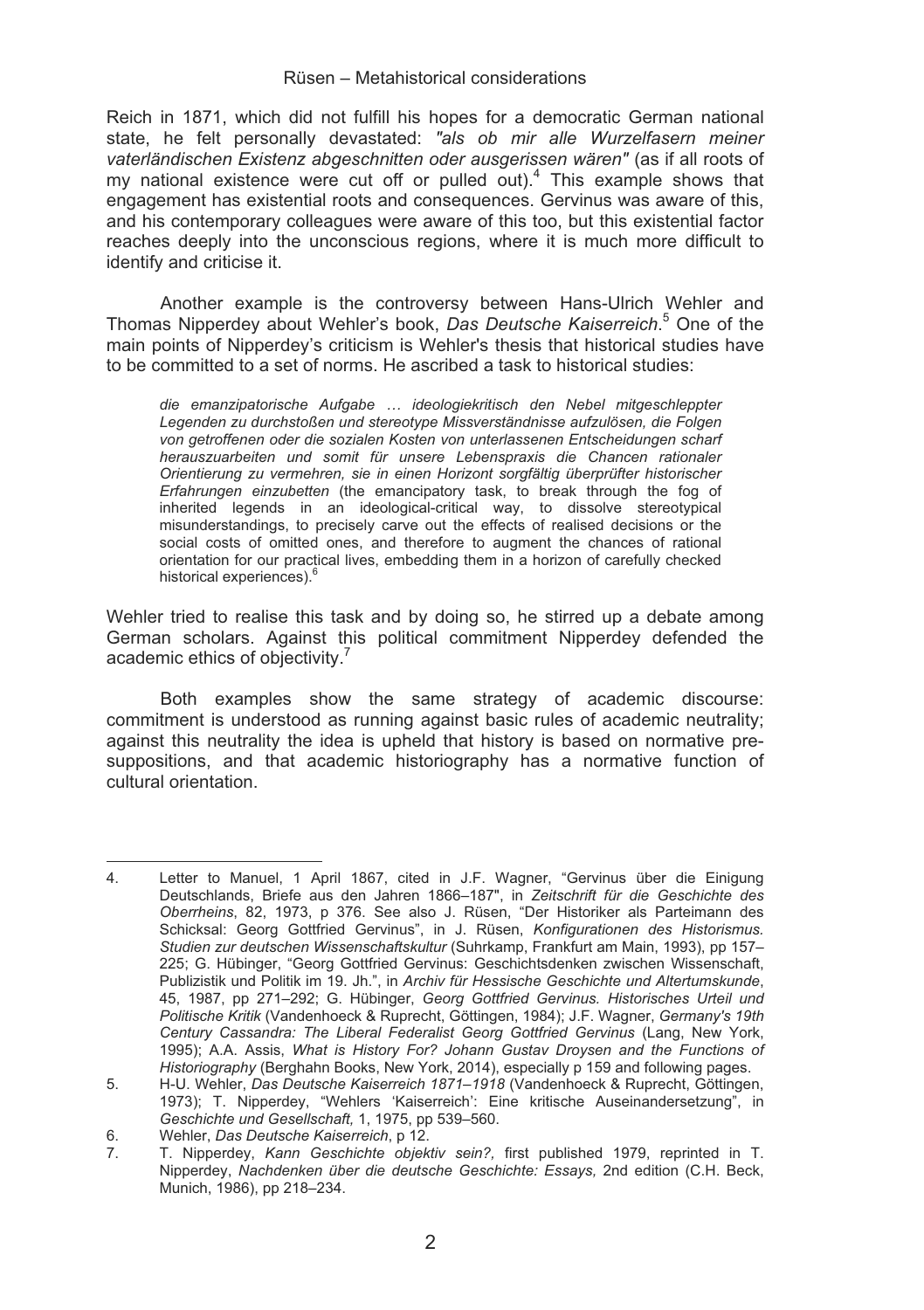Reich in 1871, which did not fulfill his hopes for a democratic German national state, he felt personally devastated: *"als ob mir alle Wurzelfasern meiner vaterländischen Existenz abgeschnitten oder ausgerissen wären"* (as if all roots of my national existence were cut off or pulled out).[4] This example shows that engagement has existential roots and consequences. Gervinus was aware of this, and his contemporary colleagues were aware of this too, but this existential factor reaches deeply into the unconscious regions, where it is much more difficult to identify and criticise it.

Another example is the controversy between Hans-Ulrich Wehler and Thomas Nipperdey about Wehler's book, *Das Deutsche Kaiserreich*.[5] One of the main points of Nipperdey's criticism is Wehler's thesis that historical studies have to be committed to a set of norms. He ascribed a task to historical studies:

> *die emanzipatorische Aufgabe … ideologiekritisch den Nebel mitgeschleppter Legenden zu durchstoßen und stereotype Missverständnisse aufzulösen, die Folgen von getroffenen oder die sozialen Kosten von unterlassenen Entscheidungen scharf herauszuarbeiten und somit für unsere Lebenspraxis die Chancen rationaler Orientierung zu vermehren, sie in einen Horizont sorgfältig überprüfter historischer Erfahrungen einzubetten* (the emancipatory task, to break through the fog of inherited legends in an ideological-critical way, to dissolve stereotypical misunderstandings, to precisely carve out the effects of realised decisions or the social costs of omitted ones, and therefore to augment the chances of rational orientation for our practical lives, embedding them in a horizon of carefully checked historical experiences).[6]

Wehler tried to realise this task and by doing so, he stirred up a debate among German scholars. Against this political commitment Nipperdey defended the academic ethics of objectivity.[7]

Both examples show the same strategy of academic discourse: commitment is understood as running against basic rules of academic neutrality; against this neutrality the idea is upheld that history is based on normative pre-suppositions, and that academic historiography has a normative function of cultural orientation.

---

4. Letter to Manuel, 1 April 1867, cited in J.F. Wagner, "Gervinus über die Einigung Deutschlands, Briefe aus den Jahren 1866–187", in *Zeitschrift für die Geschichte des Oberrheins*, 82, 1973, p 376. See also J. Rüsen, "Der Historiker als Parteimann des Schicksal: Georg Gottfried Gervinus", in J. Rüsen, *Konfigurationen des Historismus. Studien zur deutschen Wissenschaftskultur* (Suhrkamp, Frankfurt am Main, 1993), pp 157–225; G. Hübinger, "Georg Gottfried Gervinus: Geschichtsdenken zwischen Wissenschaft, Publizistik und Politik im 19. Jh.", in *Archiv für Hessische Geschichte und Altertumskunde*, 45, 1987, pp 271–292; G. Hübinger, *Georg Gottfried Gervinus. Historisches Urteil und Politische Kritik* (Vandenhoeck & Ruprecht, Göttingen, 1984); J.F. Wagner, *Germany's 19th Century Cassandra: The Liberal Federalist Georg Gottfried Gervinus* (Lang, New York, 1995); A.A. Assis, *What is History For? Johann Gustav Droysen and the Functions of Historiography* (Berghahn Books, New York, 2014), especially p 159 and following pages.
5. H-U. Wehler, *Das Deutsche Kaiserreich 1871–1918* (Vandenhoeck & Ruprecht, Göttingen, 1973); T. Nipperdey, "Wehlers 'Kaiserreich': Eine kritische Auseinandersetzung", in *Geschichte und Gesellschaft,* 1, 1975, pp 539–560.
6. Wehler, *Das Deutsche Kaiserreich*, p 12.
7. T. Nipperdey, *Kann Geschichte objektiv sein?,* first published 1979, reprinted in T. Nipperdey, *Nachdenken über die deutsche Geschichte: Essays,* 2nd edition (C.H. Beck, Munich, 1986), pp 218–234.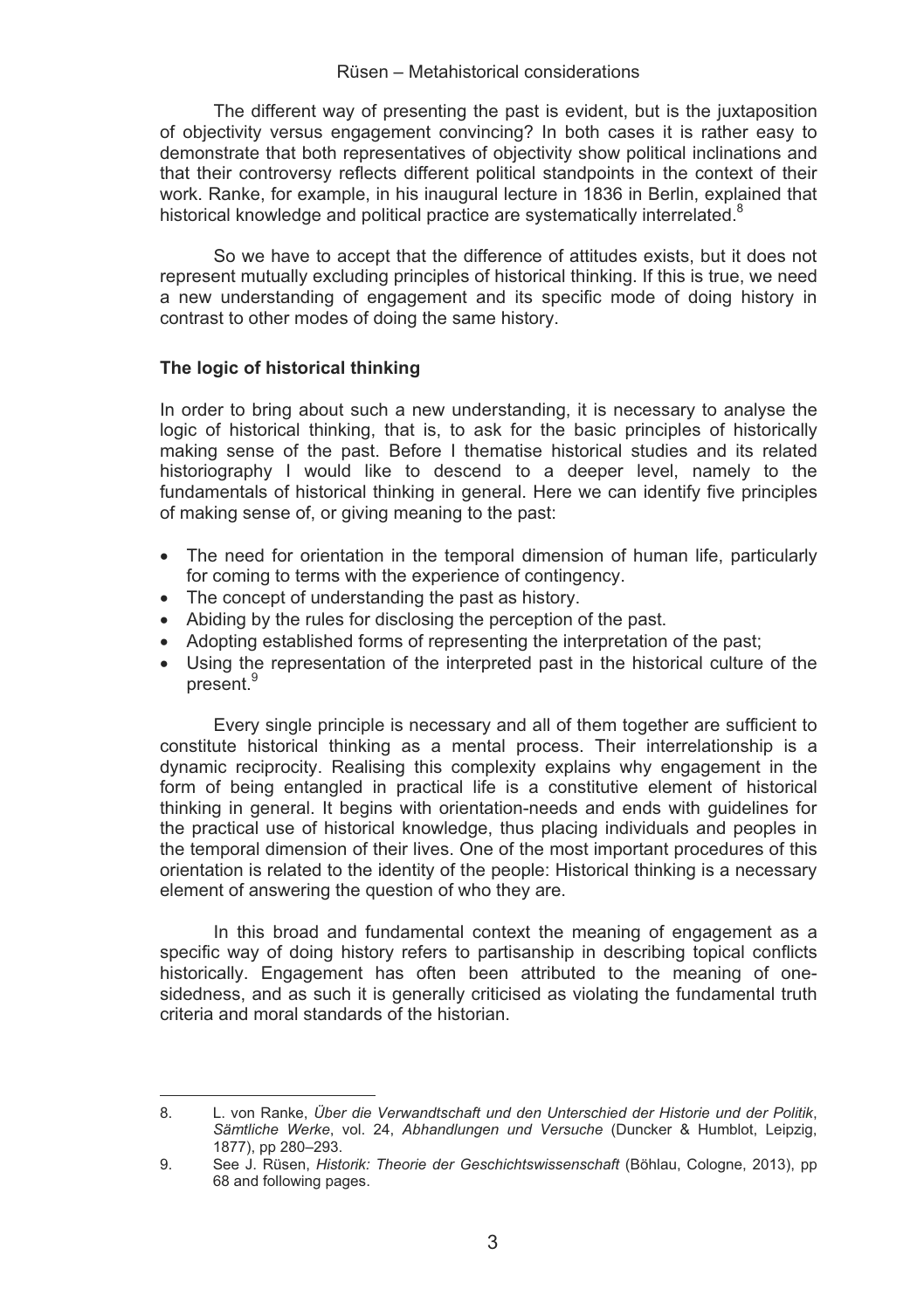The different way of presenting the past is evident, but is the juxtaposition of objectivity versus engagement convincing? In both cases it is rather easy to demonstrate that both representatives of objectivity show political inclinations and that their controversy reflects different political standpoints in the context of their work. Ranke, for example, in his inaugural lecture in 1836 in Berlin, explained that historical knowledge and political practice are systematically interrelated.[8]

So we have to accept that the difference of attitudes exists, but it does not represent mutually excluding principles of historical thinking. If this is true, we need a new understanding of engagement and its specific mode of doing history in contrast to other modes of doing the same history.

## The logic of historical thinking

In order to bring about such a new understanding, it is necessary to analyse the logic of historical thinking, that is, to ask for the basic principles of historically making sense of the past. Before I thematise historical studies and its related historiography I would like to descend to a deeper level, namely to the fundamentals of historical thinking in general. Here we can identify five principles of making sense of, or giving meaning to the past:

- The need for orientation in the temporal dimension of human life, particularly for coming to terms with the experience of contingency.
- The concept of understanding the past as history.
- Abiding by the rules for disclosing the perception of the past.
- Adopting established forms of representing the interpretation of the past;
- Using the representation of the interpreted past in the historical culture of the present.[9]

Every single principle is necessary and all of them together are sufficient to constitute historical thinking as a mental process. Their interrelationship is a dynamic reciprocity. Realising this complexity explains why engagement in the form of being entangled in practical life is a constitutive element of historical thinking in general. It begins with orientation-needs and ends with guidelines for the practical use of historical knowledge, thus placing individuals and peoples in the temporal dimension of their lives. One of the most important procedures of this orientation is related to the identity of the people: Historical thinking is a necessary element of answering the question of who they are.

In this broad and fundamental context the meaning of engagement as a specific way of doing history refers to partisanship in describing topical conflicts historically. Engagement has often been attributed to the meaning of one-sidedness, and as such it is generally criticised as violating the fundamental truth criteria and moral standards of the historian.

---

8. L. von Ranke, *Über die Verwandtschaft und den Unterschied der Historie und der Politik*, *Sämtliche Werke*, vol. 24, *Abhandlungen und Versuche* (Duncker & Humblot, Leipzig, 1877), pp 280–293.
9. See J. Rüsen, *Historik: Theorie der Geschichtswissenschaft* (Böhlau, Cologne, 2013), pp 68 and following pages.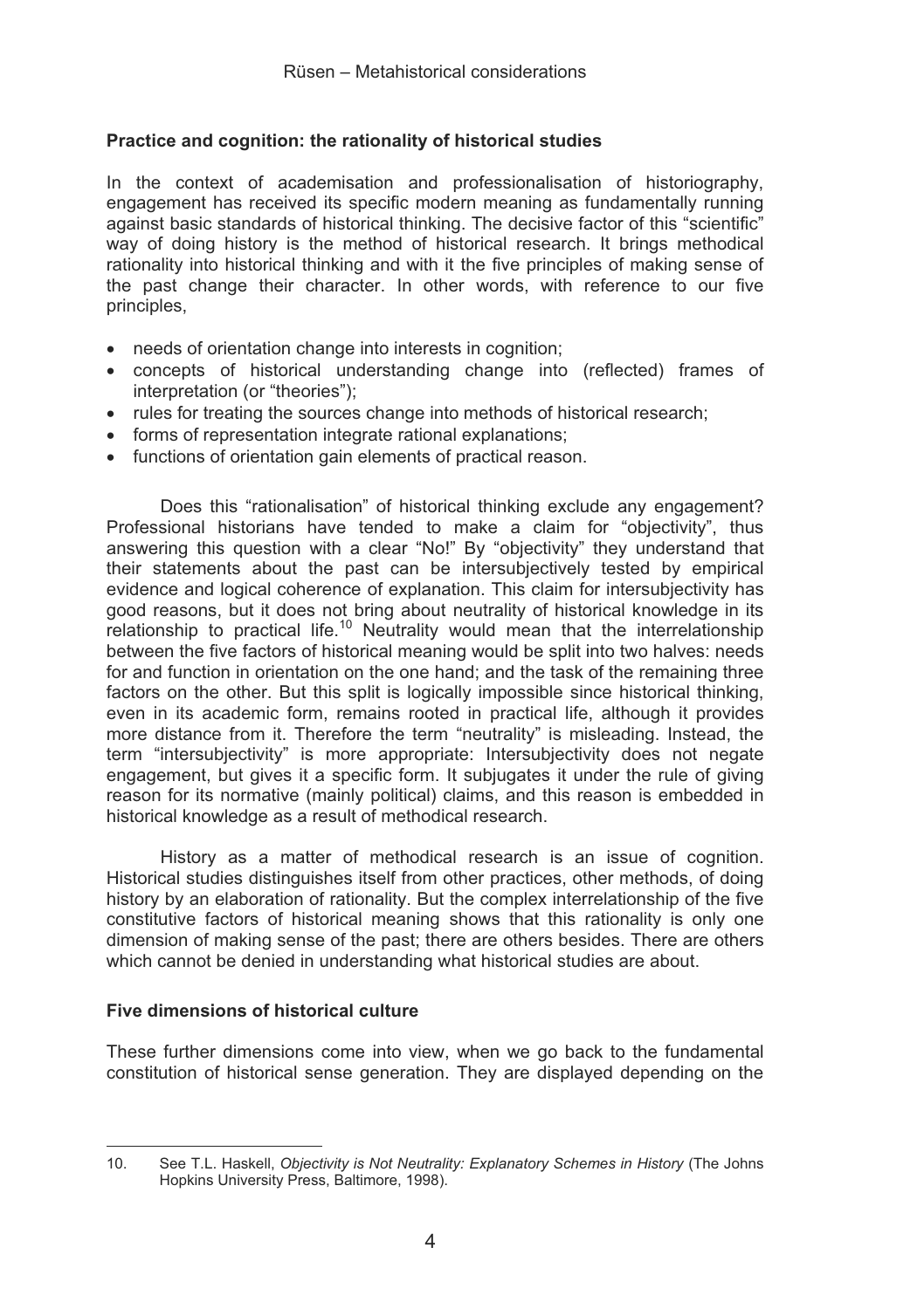## Practice and cognition: the rationality of historical studies

In the context of academisation and professionalisation of historiography, engagement has received its specific modern meaning as fundamentally running against basic standards of historical thinking. The decisive factor of this "scientific" way of doing history is the method of historical research. It brings methodical rationality into historical thinking and with it the five principles of making sense of the past change their character. In other words, with reference to our five principles,

- needs of orientation change into interests in cognition;
- concepts of historical understanding change into (reflected) frames of interpretation (or "theories");
- rules for treating the sources change into methods of historical research;
- forms of representation integrate rational explanations;
- functions of orientation gain elements of practical reason.

Does this "rationalisation" of historical thinking exclude any engagement? Professional historians have tended to make a claim for "objectivity", thus answering this question with a clear "No!" By "objectivity" they understand that their statements about the past can be intersubjectively tested by empirical evidence and logical coherence of explanation. This claim for intersubjectivity has good reasons, but it does not bring about neutrality of historical knowledge in its relationship to practical life.[10] Neutrality would mean that the interrelationship between the five factors of historical meaning would be split into two halves: needs for and function in orientation on the one hand; and the task of the remaining three factors on the other. But this split is logically impossible since historical thinking, even in its academic form, remains rooted in practical life, although it provides more distance from it. Therefore the term "neutrality" is misleading. Instead, the term "intersubjectivity" is more appropriate: Intersubjectivity does not negate engagement, but gives it a specific form. It subjugates it under the rule of giving reason for its normative (mainly political) claims, and this reason is embedded in historical knowledge as a result of methodical research.

History as a matter of methodical research is an issue of cognition. Historical studies distinguishes itself from other practices, other methods, of doing history by an elaboration of rationality. But the complex interrelationship of the five constitutive factors of historical meaning shows that this rationality is only one dimension of making sense of the past; there are others besides. There are others which cannot be denied in understanding what historical studies are about.

## Five dimensions of historical culture

These further dimensions come into view, when we go back to the fundamental constitution of historical sense generation. They are displayed depending on the

---

10. See T.L. Haskell, *Objectivity is Not Neutrality: Explanatory Schemes in History* (The Johns Hopkins University Press, Baltimore, 1998).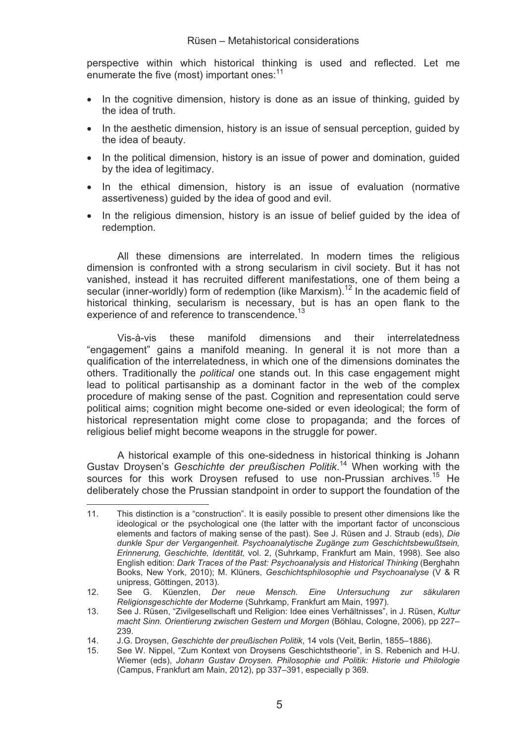perspective within which historical thinking is used and reflected. Let me enumerate the five (most) important ones:[11]

- In the cognitive dimension, history is done as an issue of thinking, guided by the idea of truth.
- In the aesthetic dimension, history is an issue of sensual perception, guided by the idea of beauty.
- In the political dimension, history is an issue of power and domination, guided by the idea of legitimacy.
- In the ethical dimension, history is an issue of evaluation (normative assertiveness) guided by the idea of good and evil.
- In the religious dimension, history is an issue of belief guided by the idea of redemption.

All these dimensions are interrelated. In modern times the religious dimension is confronted with a strong secularism in civil society. But it has not vanished, instead it has recruited different manifestations, one of them being a secular (inner-worldly) form of redemption (like Marxism).[12] In the academic field of historical thinking, secularism is necessary, but is has an open flank to the experience of and reference to transcendence.[13]

Vis-à-vis these manifold dimensions and their interrelatedness "engagement" gains a manifold meaning. In general it is not more than a qualification of the interrelatedness, in which one of the dimensions dominates the others. Traditionally the *political* one stands out. In this case engagement might lead to political partisanship as a dominant factor in the web of the complex procedure of making sense of the past. Cognition and representation could serve political aims; cognition might become one-sided or even ideological; the form of historical representation might come close to propaganda; and the forces of religious belief might become weapons in the struggle for power.

A historical example of this one-sidedness in historical thinking is Johann Gustav Droysen's *Geschichte der preußischen Politik*.[14] When working with the sources for this work Droysen refused to use non-Prussian archives.[15] He deliberately chose the Prussian standpoint in order to support the foundation of the

---

11. This distinction is a "construction". It is easily possible to present other dimensions like the ideological or the psychological one (the latter with the important factor of unconscious elements and factors of making sense of the past). See J. Rüsen and J. Straub (eds), *Die dunkle Spur der Vergangenheit. Psychoanalytische Zugänge zum Geschichtsbewußtsein, Erinnerung, Geschichte, Identität,* vol. 2, (Suhrkamp, Frankfurt am Main, 1998). See also English edition: *Dark Traces of the Past: Psychoanalysis and Historical Thinking* (Berghahn Books, New York, 2010); M. Klüners, *Geschichtsphilosophie und Psychoanalyse* (V & R unipress, Göttingen, 2013).
12. See G. Küenzlen, *Der neue Mensch. Eine Untersuchung zur säkularen Religionsgeschichte der Moderne* (Suhrkamp, Frankfurt am Main, 1997).
13. See J. Rüsen, "Zivilgesellschaft und Religion: Idee eines Verhältnisses", in J. Rüsen, *Kultur macht Sinn. Orientierung zwischen Gestern und Morgen* (Böhlau, Cologne, 2006), pp 227–239.
14. J.G. Droysen, *Geschichte der preußischen Politik*, 14 vols (Veit, Berlin, 1855–1886).
15. See W. Nippel, "Zum Kontext von Droysens Geschichtstheorie", in S. Rebenich and H-U. Wiemer (eds), *Johann Gustav Droysen. Philosophie und Politik: Historie und Philologie* (Campus, Frankfurt am Main, 2012), pp 337–391, especially p 369.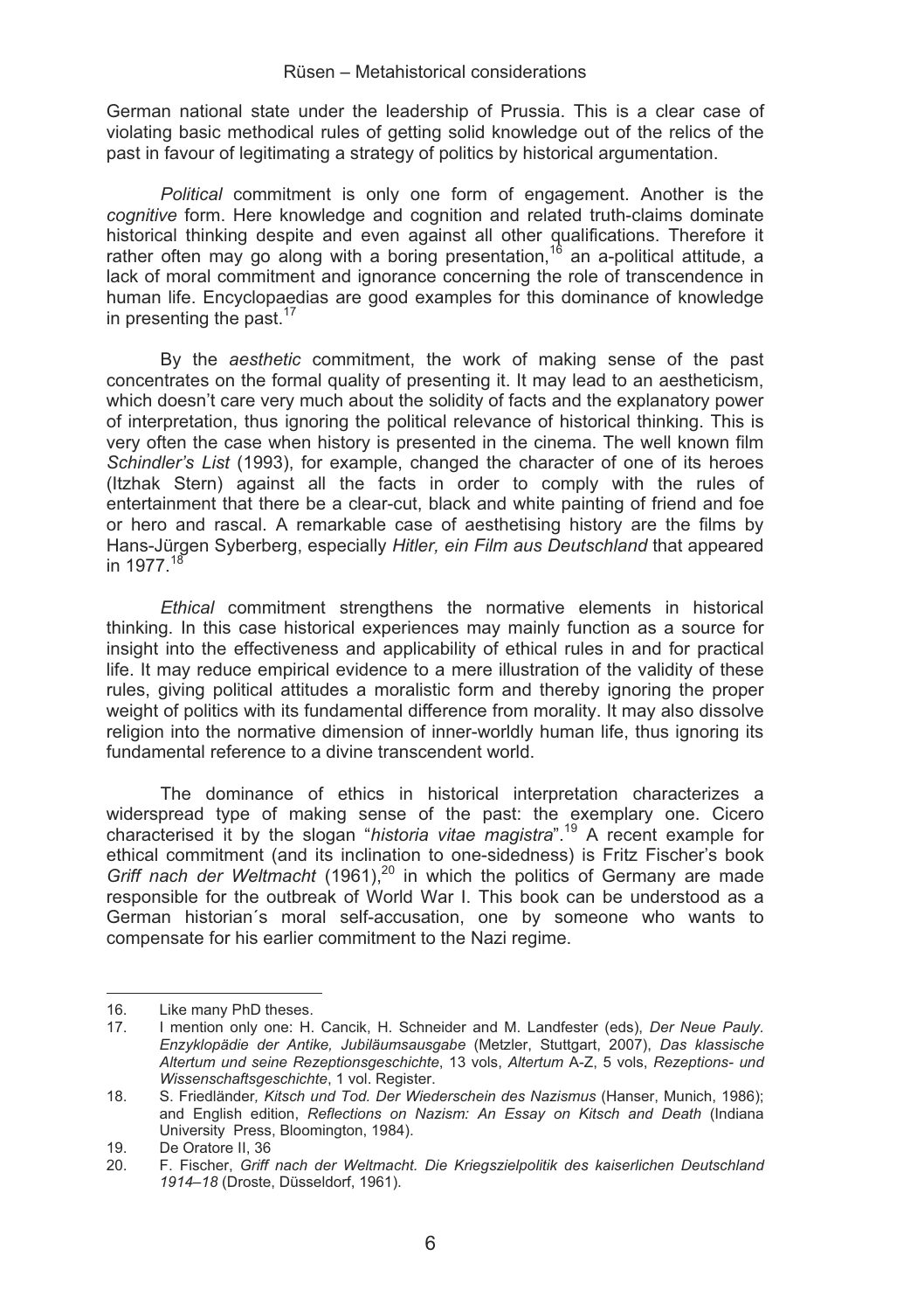German national state under the leadership of Prussia. This is a clear case of violating basic methodical rules of getting solid knowledge out of the relics of the past in favour of legitimating a strategy of politics by historical argumentation.

*Political* commitment is only one form of engagement. Another is the *cognitive* form. Here knowledge and cognition and related truth-claims dominate historical thinking despite and even against all other qualifications. Therefore it rather often may go along with a boring presentation,[16] an a-political attitude, a lack of moral commitment and ignorance concerning the role of transcendence in human life. Encyclopaedias are good examples for this dominance of knowledge in presenting the past.[17]

By the *aesthetic* commitment, the work of making sense of the past concentrates on the formal quality of presenting it. It may lead to an aestheticism, which doesn't care very much about the solidity of facts and the explanatory power of interpretation, thus ignoring the political relevance of historical thinking. This is very often the case when history is presented in the cinema. The well known film *Schindler's List* (1993), for example, changed the character of one of its heroes (Itzhak Stern) against all the facts in order to comply with the rules of entertainment that there be a clear-cut, black and white painting of friend and foe or hero and rascal. A remarkable case of aesthetising history are the films by Hans-Jürgen Syberberg, especially *Hitler, ein Film aus Deutschland* that appeared in 1977.[18]

*Ethical* commitment strengthens the normative elements in historical thinking. In this case historical experiences may mainly function as a source for insight into the effectiveness and applicability of ethical rules in and for practical life. It may reduce empirical evidence to a mere illustration of the validity of these rules, giving political attitudes a moralistic form and thereby ignoring the proper weight of politics with its fundamental difference from morality. It may also dissolve religion into the normative dimension of inner-worldly human life, thus ignoring its fundamental reference to a divine transcendent world.

The dominance of ethics in historical interpretation characterizes a widerspread type of making sense of the past: the exemplary one. Cicero characterised it by the slogan "*historia vitae magistra*".[19] A recent example for ethical commitment (and its inclination to one-sidedness) is Fritz Fischer's book *Griff nach der Weltmacht* (1961),[20] in which the politics of Germany are made responsible for the outbreak of World War I. This book can be understood as a German historian´s moral self-accusation, one by someone who wants to compensate for his earlier commitment to the Nazi regime.

---

16. Like many PhD theses.
17. I mention only one: H. Cancik, H. Schneider and M. Landfester (eds), *Der Neue Pauly. Enzyklopädie der Antike, Jubiläumsausgabe* (Metzler, Stuttgart, 2007), *Das klassische Altertum und seine Rezeptionsgeschichte*, 13 vols, *Altertum* A-Z, 5 vols, *Rezeptions- und Wissenschaftsgeschichte*, 1 vol. Register.
18. S. Friedländer*, Kitsch und Tod. Der Wiederschein des Nazismus* (Hanser, Munich, 1986); and English edition, *Reflections on Nazism: An Essay on Kitsch and Death* (Indiana University Press, Bloomington, 1984).
19. De Oratore II, 36
20. F. Fischer, *Griff nach der Weltmacht. Die Kriegszielpolitik des kaiserlichen Deutschland 1914–18* (Droste, Düsseldorf, 1961).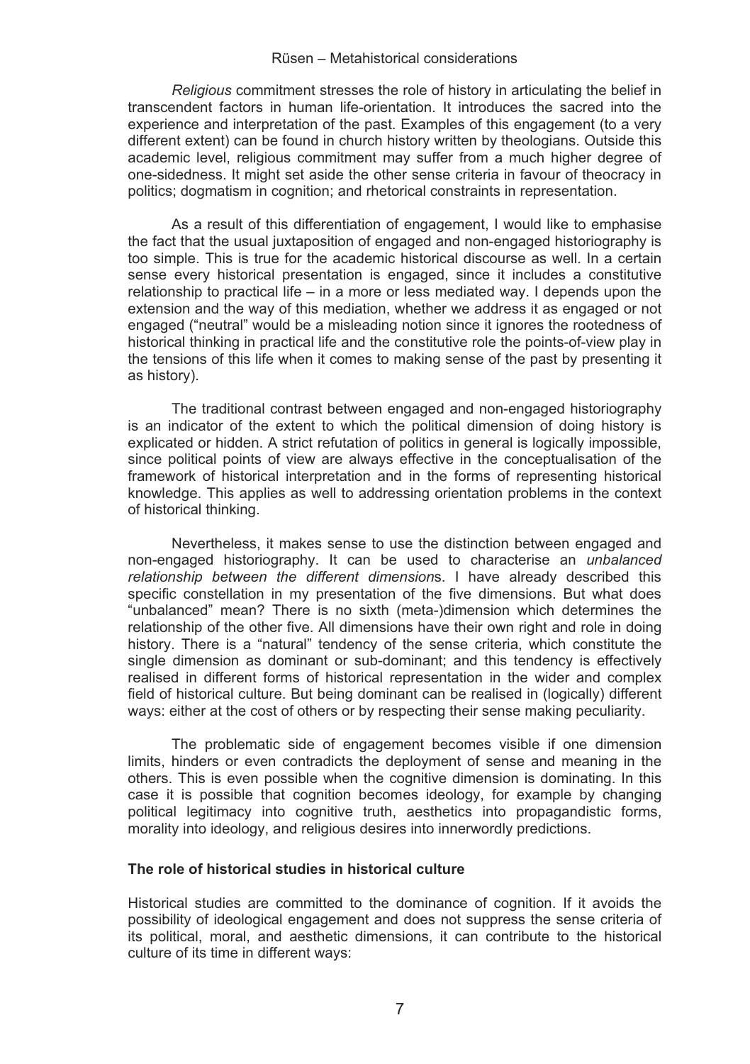*Religious* commitment stresses the role of history in articulating the belief in transcendent factors in human life-orientation. It introduces the sacred into the experience and interpretation of the past. Examples of this engagement (to a very different extent) can be found in church history written by theologians. Outside this academic level, religious commitment may suffer from a much higher degree of one-sidedness. It might set aside the other sense criteria in favour of theocracy in politics; dogmatism in cognition; and rhetorical constraints in representation.

As a result of this differentiation of engagement, I would like to emphasise the fact that the usual juxtaposition of engaged and non-engaged historiography is too simple. This is true for the academic historical discourse as well. In a certain sense every historical presentation is engaged, since it includes a constitutive relationship to practical life – in a more or less mediated way. I depends upon the extension and the way of this mediation, whether we address it as engaged or not engaged ("neutral" would be a misleading notion since it ignores the rootedness of historical thinking in practical life and the constitutive role the points-of-view play in the tensions of this life when it comes to making sense of the past by presenting it as history).

The traditional contrast between engaged and non-engaged historiography is an indicator of the extent to which the political dimension of doing history is explicated or hidden. A strict refutation of politics in general is logically impossible, since political points of view are always effective in the conceptualisation of the framework of historical interpretation and in the forms of representing historical knowledge. This applies as well to addressing orientation problems in the context of historical thinking.

Nevertheless, it makes sense to use the distinction between engaged and non-engaged historiography. It can be used to characterise an *unbalanced relationship between the different dimension*s. I have already described this specific constellation in my presentation of the five dimensions. But what does "unbalanced" mean? There is no sixth (meta-)dimension which determines the relationship of the other five. All dimensions have their own right and role in doing history. There is a "natural" tendency of the sense criteria, which constitute the single dimension as dominant or sub-dominant; and this tendency is effectively realised in different forms of historical representation in the wider and complex field of historical culture. But being dominant can be realised in (logically) different ways: either at the cost of others or by respecting their sense making peculiarity.

The problematic side of engagement becomes visible if one dimension limits, hinders or even contradicts the deployment of sense and meaning in the others. This is even possible when the cognitive dimension is dominating. In this case it is possible that cognition becomes ideology, for example by changing political legitimacy into cognitive truth, aesthetics into propagandistic forms, morality into ideology, and religious desires into innerwordly predictions.

**The role of historical studies in historical culture**

Historical studies are committed to the dominance of cognition. If it avoids the possibility of ideological engagement and does not suppress the sense criteria of its political, moral, and aesthetic dimensions, it can contribute to the historical culture of its time in different ways: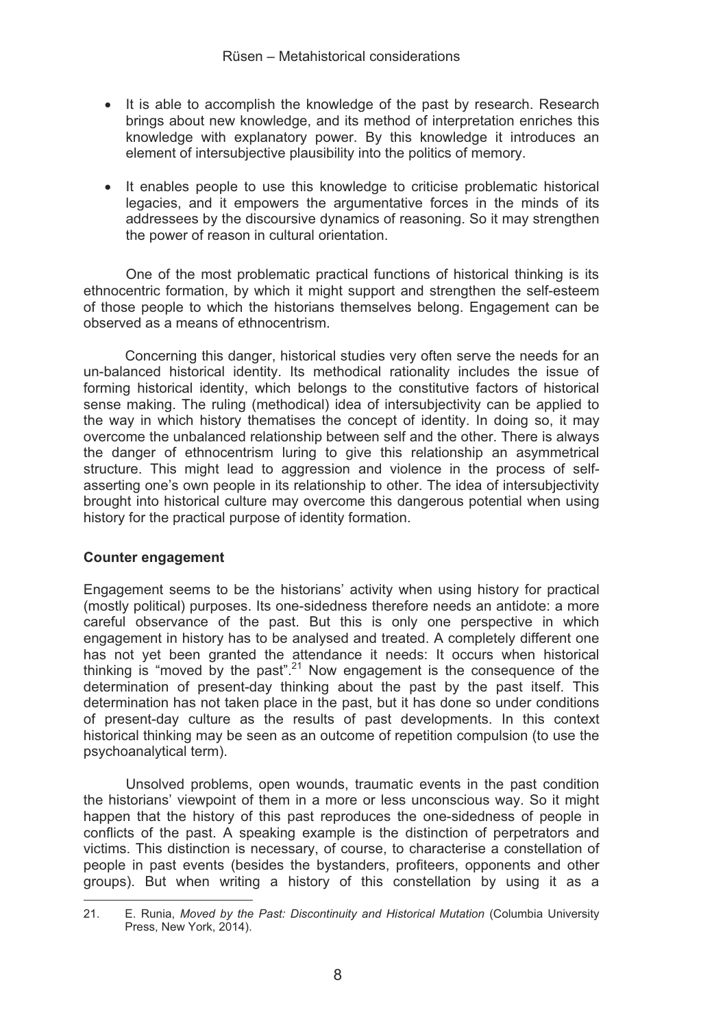- It is able to accomplish the knowledge of the past by research. Research brings about new knowledge, and its method of interpretation enriches this knowledge with explanatory power. By this knowledge it introduces an element of intersubjective plausibility into the politics of memory.

- It enables people to use this knowledge to criticise problematic historical legacies, and it empowers the argumentative forces in the minds of its addressees by the discoursive dynamics of reasoning. So it may strengthen the power of reason in cultural orientation.

One of the most problematic practical functions of historical thinking is its ethnocentric formation, by which it might support and strengthen the self-esteem of those people to which the historians themselves belong. Engagement can be observed as a means of ethnocentrism.

Concerning this danger, historical studies very often serve the needs for an un-balanced historical identity. Its methodical rationality includes the issue of forming historical identity, which belongs to the constitutive factors of historical sense making. The ruling (methodical) idea of intersubjectivity can be applied to the way in which history thematises the concept of identity. In doing so, it may overcome the unbalanced relationship between self and the other. There is always the danger of ethnocentrism luring to give this relationship an asymmetrical structure. This might lead to aggression and violence in the process of self-asserting one's own people in its relationship to other. The idea of intersubjectivity brought into historical culture may overcome this dangerous potential when using history for the practical purpose of identity formation.

**Counter engagement**

Engagement seems to be the historians' activity when using history for practical (mostly political) purposes. Its one-sidedness therefore needs an antidote: a more careful observance of the past. But this is only one perspective in which engagement in history has to be analysed and treated. A completely different one has not yet been granted the attendance it needs: It occurs when historical thinking is "moved by the past".[21] Now engagement is the consequence of the determination of present-day thinking about the past by the past itself. This determination has not taken place in the past, but it has done so under conditions of present-day culture as the results of past developments. In this context historical thinking may be seen as an outcome of repetition compulsion (to use the psychoanalytical term).

Unsolved problems, open wounds, traumatic events in the past condition the historians' viewpoint of them in a more or less unconscious way. So it might happen that the history of this past reproduces the one-sidedness of people in conflicts of the past. A speaking example is the distinction of perpetrators and victims. This distinction is necessary, of course, to characterise a constellation of people in past events (besides the bystanders, profiteers, opponents and other groups). But when writing a history of this constellation by using it as a

---

21. E. Runia, *Moved by the Past: Discontinuity and Historical Mutation* (Columbia University Press, New York, 2014).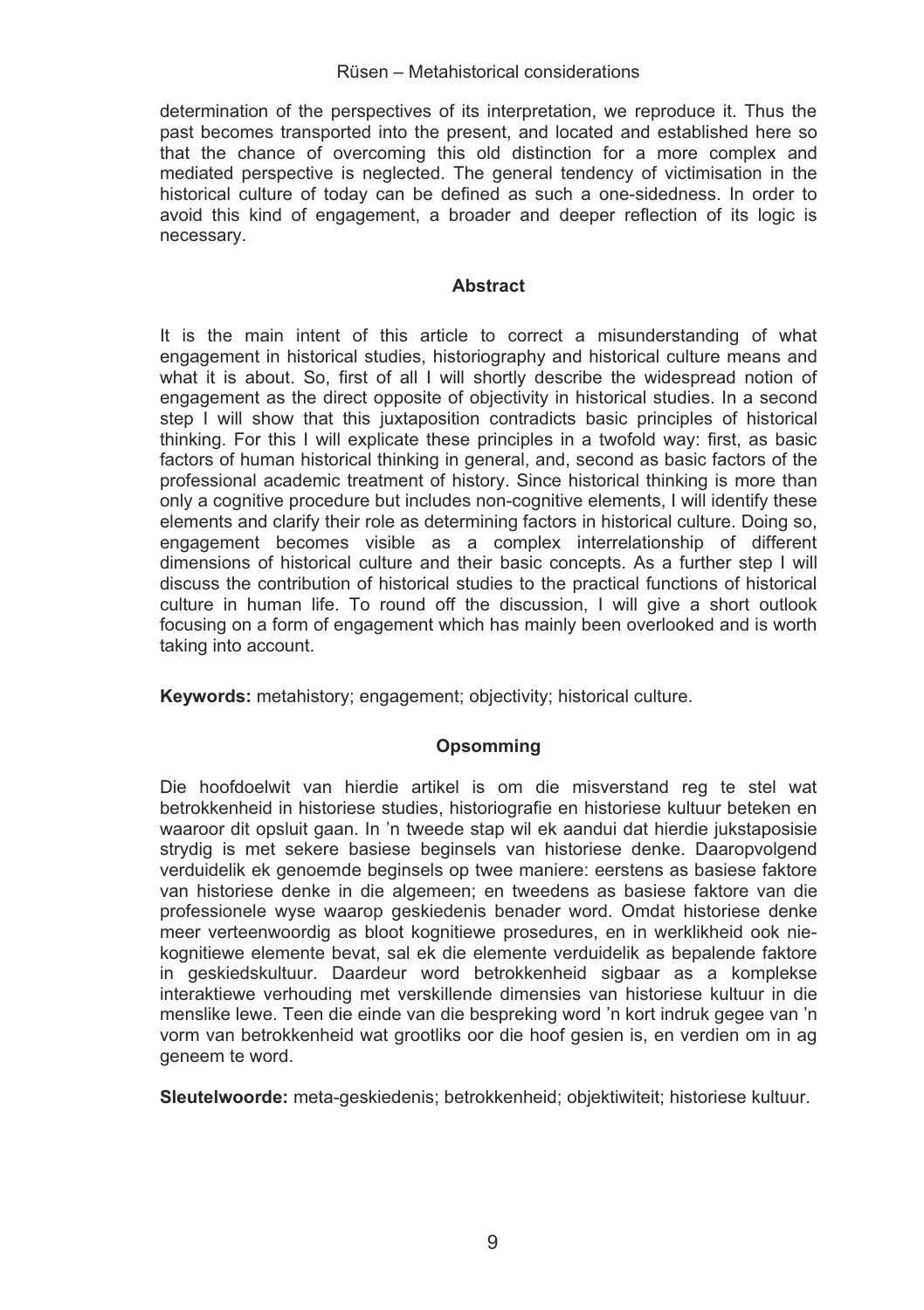determination of the perspectives of its interpretation, we reproduce it. Thus the past becomes transported into the present, and located and established here so that the chance of overcoming this old distinction for a more complex and mediated perspective is neglected. The general tendency of victimisation in the historical culture of today can be defined as such a one-sidedness. In order to avoid this kind of engagement, a broader and deeper reflection of its logic is necessary.

## Abstract

It is the main intent of this article to correct a misunderstanding of what engagement in historical studies, historiography and historical culture means and what it is about. So, first of all I will shortly describe the widespread notion of engagement as the direct opposite of objectivity in historical studies. In a second step I will show that this juxtaposition contradicts basic principles of historical thinking. For this I will explicate these principles in a twofold way: first, as basic factors of human historical thinking in general, and, second as basic factors of the professional academic treatment of history. Since historical thinking is more than only a cognitive procedure but includes non-cognitive elements, I will identify these elements and clarify their role as determining factors in historical culture. Doing so, engagement becomes visible as a complex interrelationship of different dimensions of historical culture and their basic concepts. As a further step I will discuss the contribution of historical studies to the practical functions of historical culture in human life. To round off the discussion, I will give a short outlook focusing on a form of engagement which has mainly been overlooked and is worth taking into account.

**Keywords:** metahistory; engagement; objectivity; historical culture.

## Opsomming

Die hoofdoelwit van hierdie artikel is om die misverstand reg te stel wat betrokkenheid in historiese studies, historiografie en historiese kultuur beteken en waaroor dit opsluit gaan. In 'n tweede stap wil ek aandui dat hierdie jukstaposisie strydig is met sekere basiese beginsels van historiese denke. Daaropvolgend verduidelik ek genoemde beginsels op twee maniere: eerstens as basiese faktore van historiese denke in die algemeen; en tweedens as basiese faktore van die professionele wyse waarop geskiedenis benader word. Omdat historiese denke meer verteenwoordig as bloot kognitiewe prosedures, en in werklikheid ook nie-kognitiewe elemente bevat, sal ek die elemente verduidelik as bepalende faktore in geskiedskultuur. Daardeur word betrokkenheid sigbaar as a komplekse interaktiewe verhouding met verskillende dimensies van historiese kultuur in die menslike lewe. Teen die einde van die bespreking word 'n kort indruk gegee van 'n vorm van betrokkenheid wat grootliks oor die hoof gesien is, en verdien om in ag geneem te word.

**Sleutelwoorde:** meta-geskiedenis; betrokkenheid; objektiwiteit; historiese kultuur.